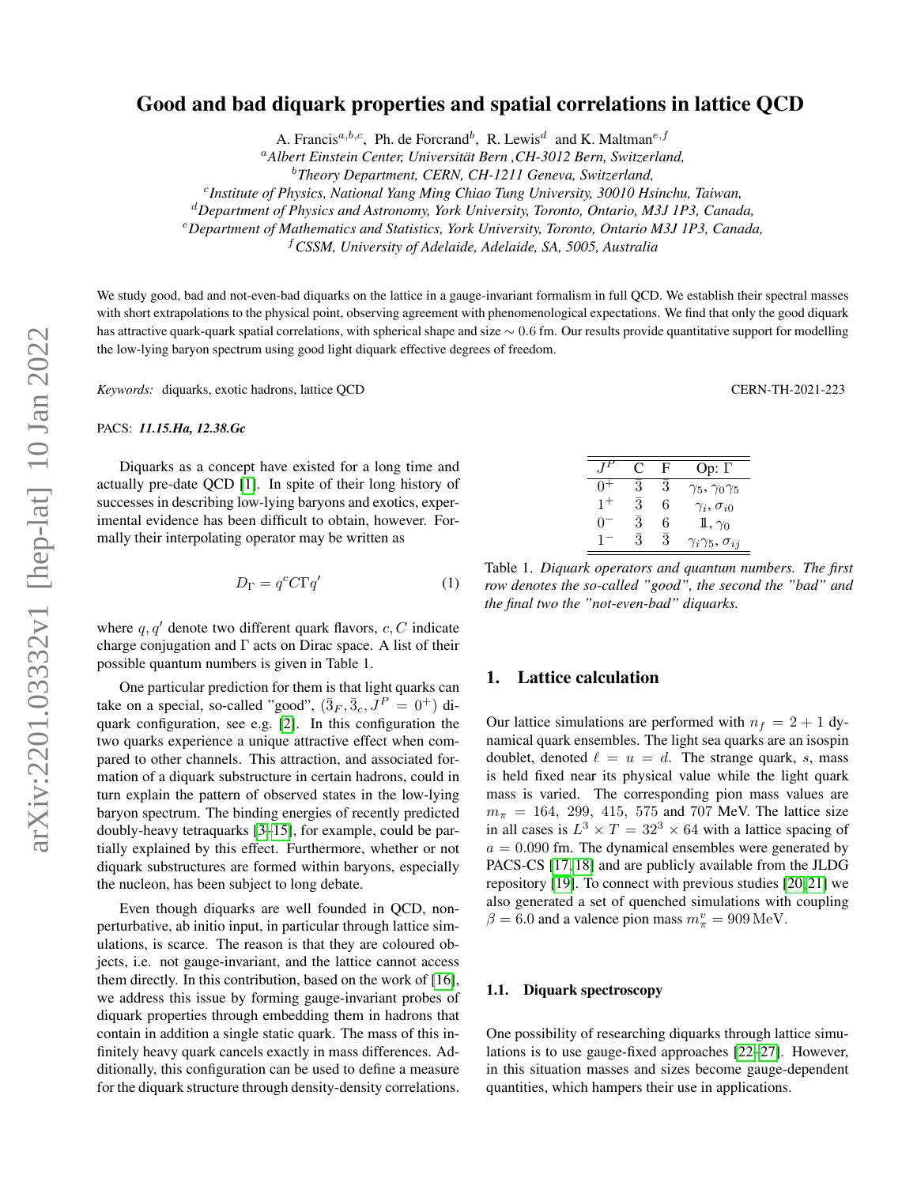# Good and bad diquark properties and spatial correlations in lattice QCD

A. Francis[a,b,c], Ph. de Forcrand[b], R. Lewis[d] and K. Maltman[e,f]

[a]*Albert Einstein Center, Universität Bern ,CH-3012 Bern, Switzerland,*
[b]*Theory Department, CERN, CH-1211 Geneva, Switzerland,*
[c]*Institute of Physics, National Yang Ming Chiao Tung University, 30010 Hsinchu, Taiwan,*
[d]*Department of Physics and Astronomy, York University, Toronto, Ontario, M3J 1P3, Canada,*
[e]*Department of Mathematics and Statistics, York University, Toronto Ontario M3J 1P3, Canada,*
[f]*CSSM, University of Adelaide, Adelaide, SA, 5005, Australia*

We study good, bad and not-even-bad diquarks on the lattice in a gauge-invariant formalism in full QCD. We establish their spectral masses with short extrapolations to the physical point, observing agreement with phenomenological expectations. We find that only the good diquark has attractive quark-quark spatial correlations, with spherical shape and size $\sim 0.6$ fm. Our results provide quantitative support for modelling the low-lying baryon spectrum using good light diquark effective degrees of freedom.

*Keywords:* diquarks, exotic hadrons, lattice QCD

CERN-TH-2021-223

PACS: ***11.15.Ha, 12.38.Gc***

Diquarks as a concept have existed for a long time and actually pre-date QCD [1]. In spite of their long history of successes in describing low-lying baryons and exotics, experimental evidence has been difficult to obtain, however. Formally their interpolating operator may be written as

$$D_\Gamma = q^c C \Gamma q' \tag{1}$$

where $q, q'$ denote two different quark flavors, $c, C$ indicate charge conjugation and $\Gamma$ acts on Dirac space. A list of their possible quantum numbers is given in Table 1.

One particular prediction for them is that light quarks can take on a special, so-called "good", $(\bar{3}_F, \bar{3}_c, J^P = 0^+)$ diquark configuration, see e.g. [2]. In this configuration the two quarks experience a unique attractive effect when compared to other channels. This attraction, and associated formation of a diquark substructure in certain hadrons, could in turn explain the pattern of observed states in the low-lying baryon spectrum. The binding energies of recently predicted doubly-heavy tetraquarks [3–15], for example, could be partially explained by this effect. Furthermore, whether or not diquark substructures are formed within baryons, especially the nucleon, has been subject to long debate.

Even though diquarks are well founded in QCD, non-perturbative, ab initio input, in particular through lattice simulations, is scarce. The reason is that they are coloured objects, i.e. not gauge-invariant, and the lattice cannot access them directly. In this contribution, based on the work of [16], we address this issue by forming gauge-invariant probes of diquark properties through embedding them in hadrons that contain in addition a single static quark. The mass of this infinitely heavy quark cancels exactly in mass differences. Additionally, this configuration can be used to define a measure for the diquark structure through density-density correlations.

| $J^P$ | C | F | Op: $\Gamma$ |
|---|---|---|---|
| $0^+$ | $\bar{3}$ | $\bar{3}$ | $\gamma_5$, $\gamma_0\gamma_5$ |
| $1^+$ | $\bar{3}$ | $6$ | $\gamma_i$, $\sigma_{i0}$ |
| $0^-$ | $\bar{3}$ | $6$ | $\mathbb{1}$, $\gamma_0$ |
| $1^-$ | $\bar{3}$ | $\bar{3}$ | $\gamma_i\gamma_5$, $\sigma_{ij}$ |

Table 1. *Diquark operators and quantum numbers. The first row denotes the so-called "good", the second the "bad" and the final two the "not-even-bad" diquarks.*

## 1. Lattice calculation

Our lattice simulations are performed with $n_f = 2+1$ dynamical quark ensembles. The light sea quarks are an isospin doublet, denoted $\ell = u = d$. The strange quark, $s$, mass is held fixed near its physical value while the light quark mass is varied. The corresponding pion mass values are $m_\pi = 164,\ 299,\ 415,\ 575$ and $707$ MeV. The lattice size in all cases is $L^3 \times T = 32^3 \times 64$ with a lattice spacing of $a = 0.090$ fm. The dynamical ensembles were generated by PACS-CS [17, 18] and are publicly available from the JLDG repository [19]. To connect with previous studies [20, 21] we also generated a set of quenched simulations with coupling $\beta = 6.0$ and a valence pion mass $m_\pi^v = 909\,\text{MeV}$.

### 1.1. Diquark spectroscopy

One possibility of researching diquarks through lattice simulations is to use gauge-fixed approaches [22–27]. However, in this situation masses and sizes become gauge-dependent quantities, which hampers their use in applications.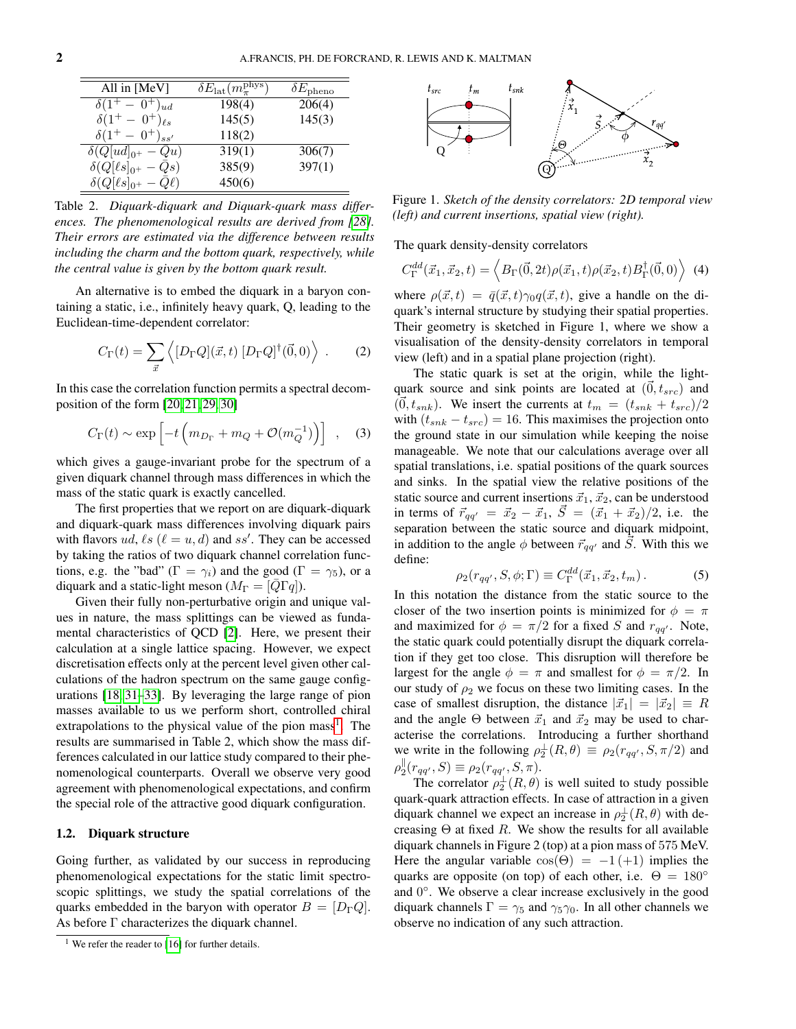| All in [MeV] | $\delta E_{\rm lat}(m_\pi^{\rm phys})$ | $\delta E_{\rm pheno}$ |
|---|---|---|
| $\delta(1^+ - 0^+)_{ud}$ | 198(4) | 206(4) |
| $\delta(1^+ - 0^+)_{\ell s}$ | 145(5) | 145(3) |
| $\delta(1^+ - 0^+)_{ss'}$ | 118(2) | |
| $\delta(Q[ud]_{0^+} - \bar{Q}u)$ | 319(1) | 306(7) |
| $\delta(Q[\ell s]_{0^+} - \bar{Q}s)$ | 385(9) | 397(1) |
| $\delta(Q[\ell s]_{0^+} - \bar{Q}\ell)$ | 450(6) | |

Table 2. *Diquark-diquark and Diquark-quark mass differences. The phenomenological results are derived from [28]. Their errors are estimated via the difference between results including the charm and the bottom quark, respectively, while the central value is given by the bottom quark result.*

An alternative is to embed the diquark in a baryon containing a static, i.e., infinitely heavy quark, Q, leading to the Euclidean-time-dependent correlator:

$$C_\Gamma(t) = \sum_{\vec{x}} \left\langle [D_\Gamma Q](\vec{x},t)\, [D_\Gamma Q]^\dagger(\vec{0},0) \right\rangle \ . \qquad (2)$$

In this case the correlation function permits a spectral decomposition of the form [20,21,29,30]

$$C_\Gamma(t) \sim \exp\left[-t\left(m_{D_\Gamma} + m_Q + \mathcal{O}(m_Q^{-1})\right)\right] \ , \qquad (3)$$

which gives a gauge-invariant probe for the spectrum of a given diquark channel through mass differences in which the mass of the static quark is exactly cancelled.

The first properties that we report on are diquark-diquark and diquark-quark mass differences involving diquark pairs with flavors $ud$, $\ell s$ ($\ell = u, d$) and $ss'$. They can be accessed by taking the ratios of two diquark channel correlation functions, e.g. the "bad" ($\Gamma = \gamma_i$) and the good ($\Gamma = \gamma_5$), or a diquark and a static-light meson ($M_\Gamma = [\bar{Q}\Gamma q]$).

Given their fully non-perturbative origin and unique values in nature, the mass splittings can be viewed as fundamental characteristics of QCD [2]. Here, we present their calculation at a single lattice spacing. However, we expect discretisation effects only at the percent level given other calculations of the hadron spectrum on the same gauge configurations [18,31–33]. By leveraging the large range of pion masses available to us we perform short, controlled chiral extrapolations to the physical value of the pion mass[1]. The results are summarised in Table 2, which show the mass differences calculated in our lattice study compared to their phenomenological counterparts. Overall we observe very good agreement with phenomenological expectations, and confirm the special role of the attractive good diquark configuration.

### 1.2. Diquark structure

Going further, as validated by our success in reproducing phenomenological expectations for the static limit spectroscopic splittings, we study the spatial correlations of the quarks embedded in the baryon with operator $B = [D_\Gamma Q]$. As before $\Gamma$ characterizes the diquark channel.

[1] We refer the reader to [16] for further details.

Figure 1. *Sketch of the density correlators: 2D temporal view (left) and current insertions, spatial view (right).*

The quark density-density correlators

$$C^{dd}_\Gamma(\vec{x}_1,\vec{x}_2,t) = \left\langle B_\Gamma(\vec{0},2t)\rho(\vec{x}_1,t)\rho(\vec{x}_2,t)B^\dagger_\Gamma(\vec{0},0)\right\rangle \quad (4)$$

where $\rho(\vec{x},t) = \bar{q}(\vec{x},t)\gamma_0 q(\vec{x},t)$, give a handle on the diquark's internal structure by studying their spatial properties. Their geometry is sketched in Figure 1, where we show a visualisation of the density-density correlators in temporal view (left) and in a spatial plane projection (right).

The static quark is set at the origin, while the light-quark source and sink points are located at $(\vec{0}, t_{src})$ and $(\vec{0}, t_{snk})$. We insert the currents at $t_m = (t_{snk} + t_{src})/2$ with $(t_{snk} - t_{src}) = 16$. This maximises the projection onto the ground state in our simulation while keeping the noise manageable. We note that our calculations average over all spatial translations, i.e. spatial positions of the quark sources and sinks. In the spatial view the relative positions of the static source and current insertions $\vec{x}_1, \vec{x}_2$, can be understood in terms of $\vec{r}_{qq'} = \vec{x}_2 - \vec{x}_1$, $\vec{S} = (\vec{x}_1 + \vec{x}_2)/2$, i.e. the separation between the static source and diquark midpoint, in addition to the angle $\phi$ between $\vec{r}_{qq'}$ and $\vec{S}$. With this we define:

$$\rho_2(r_{qq'}, S, \phi; \Gamma) \equiv C^{dd}_\Gamma(\vec{x}_1, \vec{x}_2, t_m) \,. \qquad (5)$$

In this notation the distance from the static source to the closer of the two insertion points is minimized for $\phi = \pi$ and maximized for $\phi = \pi/2$ for a fixed $S$ and $r_{qq'}$. Note, the static quark could potentially disrupt the diquark correlation if they get too close. This disruption will therefore be largest for the angle $\phi = \pi$ and smallest for $\phi = \pi/2$. In our study of $\rho_2$ we focus on these two limiting cases. In the case of smallest disruption, the distance $|\vec{x}_1| = |\vec{x}_2| \equiv R$ and the angle $\Theta$ between $\vec{x}_1$ and $\vec{x}_2$ may be used to characterise the correlations. Introducing a further shorthand we write in the following $\rho_2^\perp(R,\theta) \equiv \rho_2(r_{qq'}, S, \pi/2)$ and $\rho_2^\parallel(r_{qq'}, S) \equiv \rho_2(r_{qq'}, S, \pi)$.

The correlator $\rho_2^\perp(R,\theta)$ is well suited to study possible quark-quark attraction effects. In case of attraction in a given diquark channel we expect an increase in $\rho_2^\perp(R,\theta)$ with decreasing $\Theta$ at fixed $R$. We show the results for all available diquark channels in Figure 2 (top) at a pion mass of 575 MeV. Here the angular variable $\cos(\Theta) = -1\,(+1)$ implies the quarks are opposite (on top) of each other, i.e. $\Theta = 180^\circ$ and $0^\circ$. We observe a clear increase exclusively in the good diquark channels $\Gamma = \gamma_5$ and $\gamma_5\gamma_0$. In all other channels we observe no indication of any such attraction.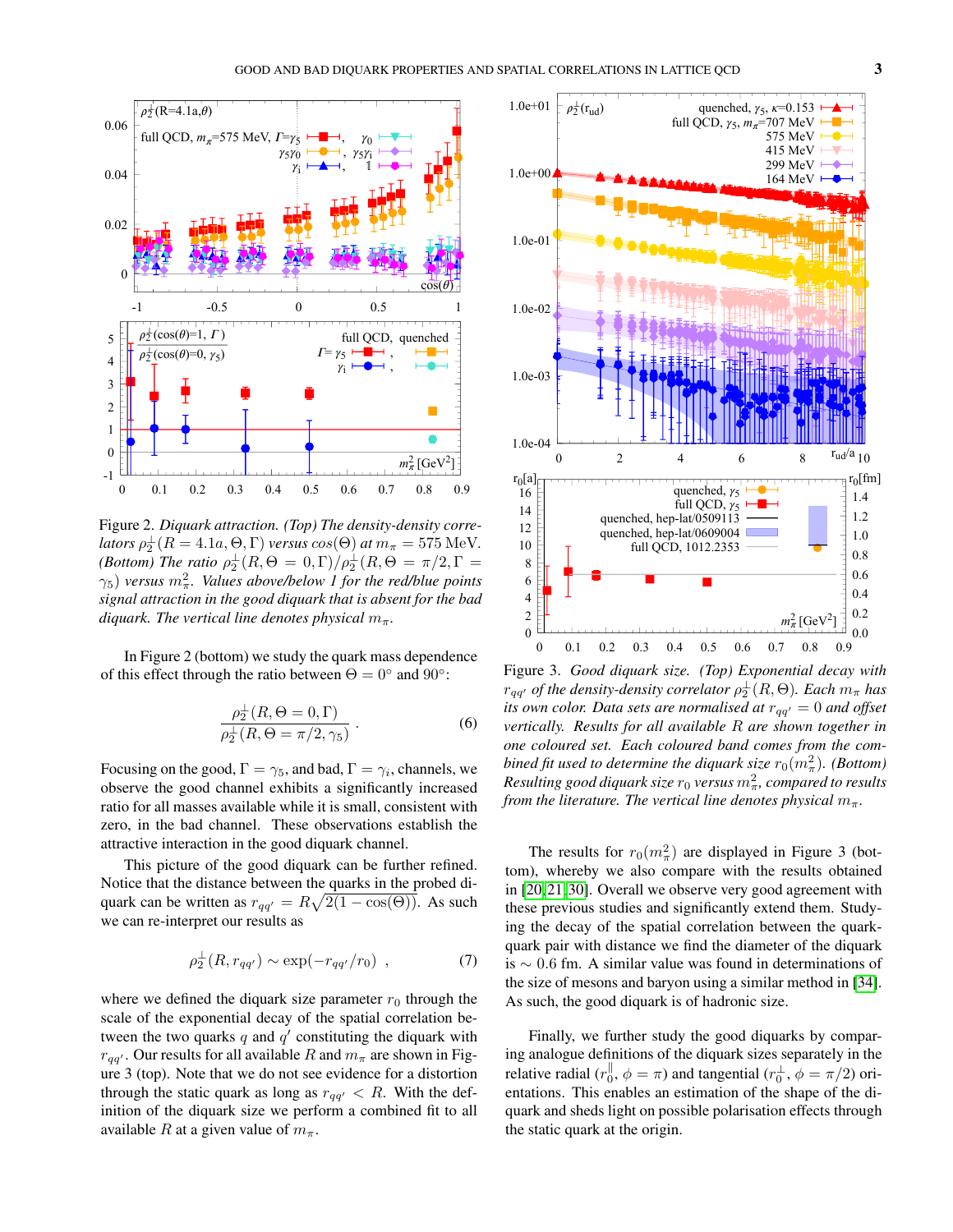Figure 2. *Diquark attraction. (Top) The density-density correlators $\rho_2^\perp(R = 4.1a, \Theta, \Gamma)$ versus $\cos(\Theta)$ at $m_\pi = 575$ MeV. (Bottom) The ratio $\rho_2^\perp(R, \Theta = 0, \Gamma)/\rho_2^\perp(R, \Theta = \pi/2, \Gamma = \gamma_5)$ versus $m_\pi^2$. Values above/below 1 for the red/blue points signal attraction in the good diquark that is absent for the bad diquark. The vertical line denotes physical $m_\pi$.*

In Figure 2 (bottom) we study the quark mass dependence of this effect through the ratio between $\Theta = 0°$ and $90°$:

$$\frac{\rho_2^\perp(R, \Theta = 0, \Gamma)}{\rho_2^\perp(R, \Theta = \pi/2, \gamma_5)} \ . \tag{6}$$

Focusing on the good, $\Gamma = \gamma_5$, and bad, $\Gamma = \gamma_i$, channels, we observe the good channel exhibits a significantly increased ratio for all masses available while it is small, consistent with zero, in the bad channel. These observations establish the attractive interaction in the good diquark channel.

This picture of the good diquark can be further refined. Notice that the distance between the quarks in the probed diquark can be written as $r_{qq'} = R\sqrt{2(1 - \cos(\Theta))}$. As such we can re-interpret our results as

$$\rho_2^\perp(R, r_{qq'}) \sim \exp(-r_{qq'}/r_0) \ , \tag{7}$$

where we defined the diquark size parameter $r_0$ through the scale of the exponential decay of the spatial correlation between the two quarks $q$ and $q'$ constituting the diquark with $r_{qq'}$. Our results for all available $R$ and $m_\pi$ are shown in Figure 3 (top). Note that we do not see evidence for a distortion through the static quark as long as $r_{qq'} < R$. With the definition of the diquark size we perform a combined fit to all available $R$ at a given value of $m_\pi$.

Figure 3. *Good diquark size. (Top) Exponential decay with $r_{qq'}$ of the density-density correlator $\rho_2^\perp(R, \Theta)$. Each $m_\pi$ has its own color. Data sets are normalised at $r_{qq'} = 0$ and offset vertically. Results for all available $R$ are shown together in one coloured set. Each coloured band comes from the combined fit used to determine the diquark size $r_0(m_\pi^2)$. (Bottom) Resulting good diquark size $r_0$ versus $m_\pi^2$, compared to results from the literature. The vertical line denotes physical $m_\pi$.*

The results for $r_0(m_\pi^2)$ are displayed in Figure 3 (bottom), whereby we also compare with the results obtained in [20, 21, 30]. Overall we observe very good agreement with these previous studies and significantly extend them. Studying the decay of the spatial correlation between the quark-quark pair with distance we find the diameter of the diquark is $\sim 0.6$ fm. A similar value was found in determinations of the size of mesons and baryon using a similar method in [34]. As such, the good diquark is of hadronic size.

Finally, we further study the good diquarks by comparing analogue definitions of the diquark sizes separately in the relative radial ($r_0^\parallel, \phi = \pi$) and tangential ($r_0^\perp, \phi = \pi/2$) orientations. This enables an estimation of the shape of the diquark and sheds light on possible polarisation effects through the static quark at the origin.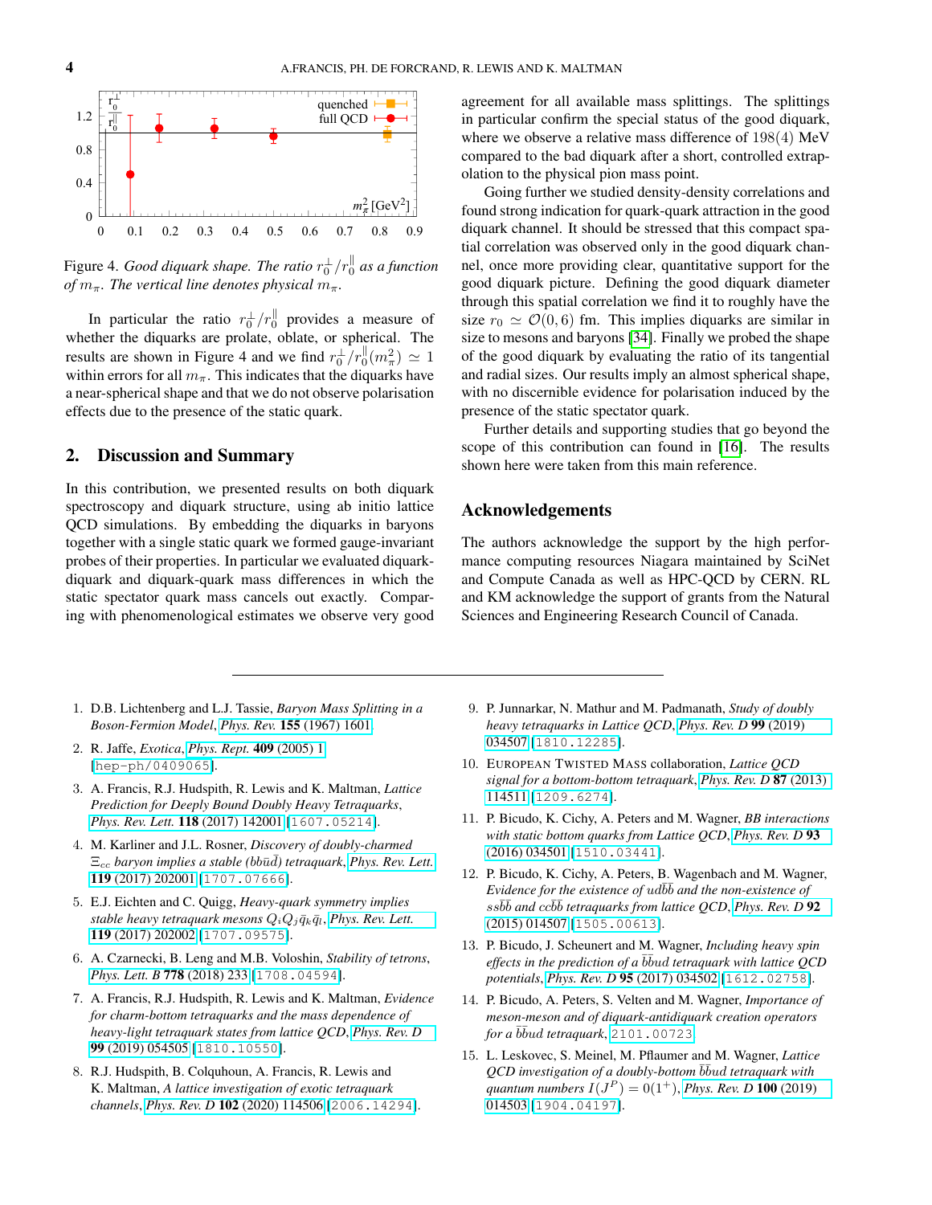Figure 4. *Good diquark shape. The ratio $r_0^{\perp}/r_0^{\parallel}$ as a function of $m_\pi$. The vertical line denotes physical $m_\pi$.*

In particular the ratio $r_0^{\perp}/r_0^{\parallel}$ provides a measure of whether the diquarks are prolate, oblate, or spherical. The results are shown in Figure 4 and we find $r_0^{\perp}/r_0^{\parallel}(m_\pi^2) \simeq 1$ within errors for all $m_\pi$. This indicates that the diquarks have a near-spherical shape and that we do not observe polarisation effects due to the presence of the static quark.

## 2. Discussion and Summary

In this contribution, we presented results on both diquark spectroscopy and diquark structure, using ab initio lattice QCD simulations. By embedding the diquarks in baryons together with a single static quark we formed gauge-invariant probes of their properties. In particular we evaluated diquark-diquark and diquark-quark mass differences in which the static spectator quark mass cancels out exactly. Comparing with phenomenological estimates we observe very good agreement for all available mass splittings. The splittings in particular confirm the special status of the good diquark, where we observe a relative mass difference of 198(4) MeV compared to the bad diquark after a short, controlled extrapolation to the physical pion mass point.

Going further we studied density-density correlations and found strong indication for quark-quark attraction in the good diquark channel. It should be stressed that this compact spatial correlation was observed only in the good diquark channel, once more providing clear, quantitative support for the good diquark picture. Defining the good diquark diameter through this spatial correlation we find it to roughly have the size $r_0 \simeq \mathcal{O}(0, 6)$ fm. This implies diquarks are similar in size to mesons and baryons [34]. Finally we probed the shape of the good diquark by evaluating the ratio of its tangential and radial sizes. Our results imply an almost spherical shape, with no discernible evidence for polarisation induced by the presence of the static spectator quark.

Further details and supporting studies that go beyond the scope of this contribution can found in [16]. The results shown here were taken from this main reference.

## Acknowledgements

The authors acknowledge the support by the high performance computing resources Niagara maintained by SciNet and Compute Canada as well as HPC-QCD by CERN. RL and KM acknowledge the support of grants from the Natural Sciences and Engineering Research Council of Canada.

---

1. D.B. Lichtenberg and L.J. Tassie, *Baryon Mass Splitting in a Boson-Fermion Model*, Phys. Rev. **155** (1967) 1601.
2. R. Jaffe, *Exotica*, Phys. Rept. **409** (2005) 1 [hep-ph/0409065].
3. A. Francis, R.J. Hudspith, R. Lewis and K. Maltman, *Lattice Prediction for Deeply Bound Doubly Heavy Tetraquarks*, Phys. Rev. Lett. **118** (2017) 142001 [1607.05214].
4. M. Karliner and J.L. Rosner, *Discovery of doubly-charmed $\Xi_{cc}$ baryon implies a stable ($bb\bar{u}\bar{d}$) tetraquark*, Phys. Rev. Lett. **119** (2017) 202001 [1707.07666].
5. E.J. Eichten and C. Quigg, *Heavy-quark symmetry implies stable heavy tetraquark mesons $Q_iQ_j\bar{q}_k\bar{q}_l$*, Phys. Rev. Lett. **119** (2017) 202002 [1707.09575].
6. A. Czarnecki, B. Leng and M.B. Voloshin, *Stability of tetrons*, Phys. Lett. B **778** (2018) 233 [1708.04594].
7. A. Francis, R.J. Hudspith, R. Lewis and K. Maltman, *Evidence for charm-bottom tetraquarks and the mass dependence of heavy-light tetraquark states from lattice QCD*, Phys. Rev. D **99** (2019) 054505 [1810.10550].
8. R.J. Hudspith, B. Colquhoun, A. Francis, R. Lewis and K. Maltman, *A lattice investigation of exotic tetraquark channels*, Phys. Rev. D **102** (2020) 114506 [2006.14294].
9. P. Junnarkar, N. Mathur and M. Padmanath, *Study of doubly heavy tetraquarks in Lattice QCD*, Phys. Rev. D **99** (2019) 034507 [1810.12285].
10. European Twisted Mass collaboration, *Lattice QCD signal for a bottom-bottom tetraquark*, Phys. Rev. D **87** (2013) 114511 [1209.6274].
11. P. Bicudo, K. Cichy, A. Peters and M. Wagner, *BB interactions with static bottom quarks from Lattice QCD*, Phys. Rev. D **93** (2016) 034501 [1510.03441].
12. P. Bicudo, K. Cichy, A. Peters, B. Wagenbach and M. Wagner, *Evidence for the existence of $ud\bar{b}\bar{b}$ and the non-existence of $ss\bar{b}\bar{b}$ and $cc\bar{b}\bar{b}$ tetraquarks from lattice QCD*, Phys. Rev. D **92** (2015) 014507 [1505.00613].
13. P. Bicudo, J. Scheunert and M. Wagner, *Including heavy spin effects in the prediction of a $\bar{b}\bar{b}ud$ tetraquark with lattice QCD potentials*, Phys. Rev. D **95** (2017) 034502 [1612.02758].
14. P. Bicudo, A. Peters, S. Velten and M. Wagner, *Importance of meson-meson and of diquark-antidiquark creation operators for a $\bar{b}\bar{b}ud$ tetraquark*, 2101.00723.
15. L. Leskovec, S. Meinel, M. Pflaumer and M. Wagner, *Lattice QCD investigation of a doubly-bottom $\bar{b}\bar{b}ud$ tetraquark with quantum numbers $I(J^P) = 0(1^+)$*, Phys. Rev. D **100** (2019) 014503 [1904.04197].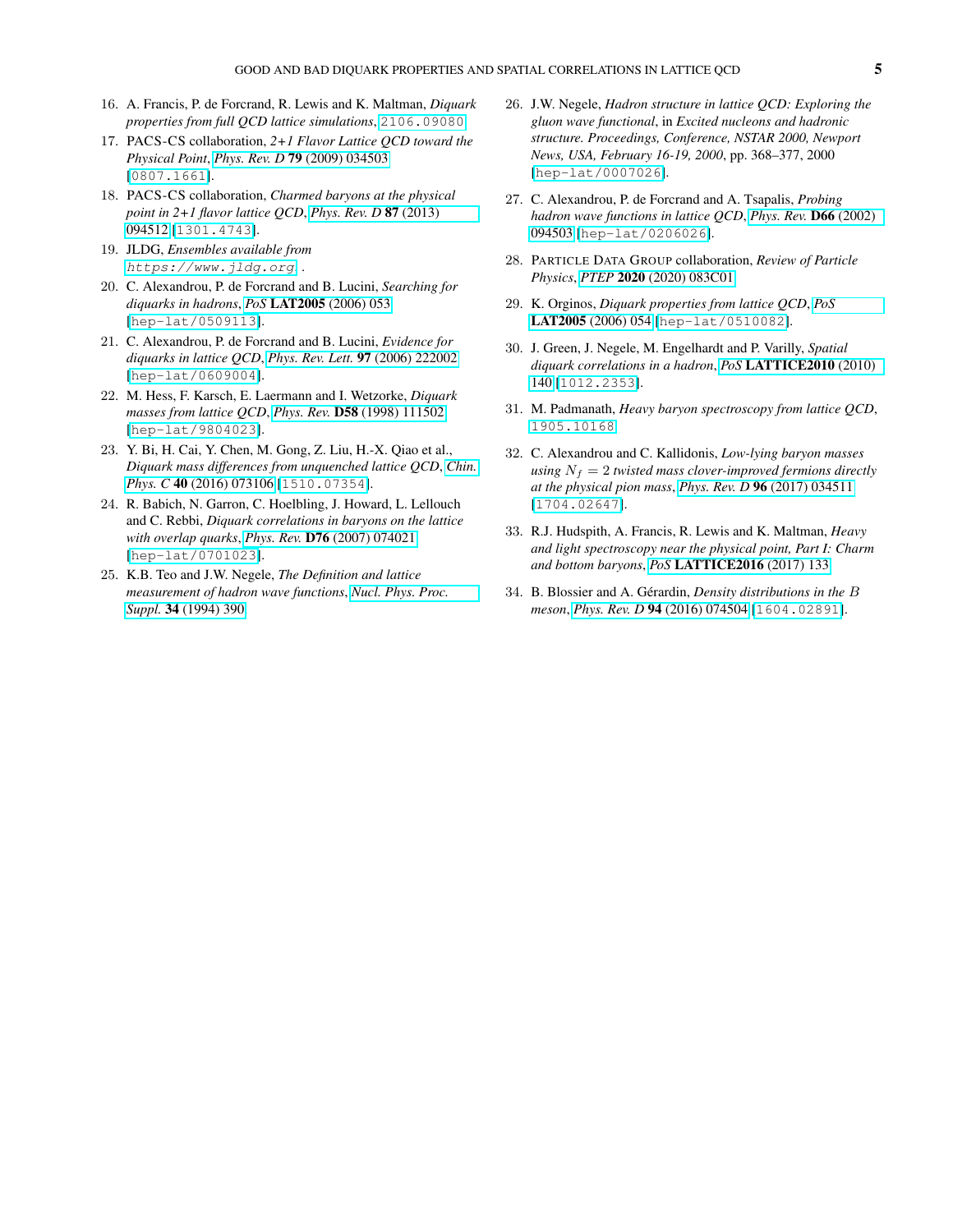16. A. Francis, P. de Forcrand, R. Lewis and K. Maltman, *Diquark properties from full QCD lattice simulations*, 2106.09080.
17. PACS-CS collaboration, *2+1 Flavor Lattice QCD toward the Physical Point*, *Phys. Rev. D* **79** (2009) 034503 [0807.1661].
18. PACS-CS collaboration, *Charmed baryons at the physical point in 2+1 flavor lattice QCD*, *Phys. Rev. D* **87** (2013) 094512 [1301.4743].
19. JLDG, *Ensembles available from* *https://www.jldg.org* .
20. C. Alexandrou, P. de Forcrand and B. Lucini, *Searching for diquarks in hadrons*, *PoS* **LAT2005** (2006) 053 [hep-lat/0509113].
21. C. Alexandrou, P. de Forcrand and B. Lucini, *Evidence for diquarks in lattice QCD*, *Phys. Rev. Lett.* **97** (2006) 222002 [hep-lat/0609004].
22. M. Hess, F. Karsch, E. Laermann and I. Wetzorke, *Diquark masses from lattice QCD*, *Phys. Rev.* **D58** (1998) 111502 [hep-lat/9804023].
23. Y. Bi, H. Cai, Y. Chen, M. Gong, Z. Liu, H.-X. Qiao et al., *Diquark mass differences from unquenched lattice QCD*, *Chin. Phys. C* **40** (2016) 073106 [1510.07354].
24. R. Babich, N. Garron, C. Hoelbling, J. Howard, L. Lellouch and C. Rebbi, *Diquark correlations in baryons on the lattice with overlap quarks*, *Phys. Rev.* **D76** (2007) 074021 [hep-lat/0701023].
25. K.B. Teo and J.W. Negele, *The Definition and lattice measurement of hadron wave functions*, *Nucl. Phys. Proc. Suppl.* **34** (1994) 390.
26. J.W. Negele, *Hadron structure in lattice QCD: Exploring the gluon wave functional*, in *Excited nucleons and hadronic structure. Proceedings, Conference, NSTAR 2000, Newport News, USA, February 16-19, 2000*, pp. 368–377, 2000 [hep-lat/0007026].
27. C. Alexandrou, P. de Forcrand and A. Tsapalis, *Probing hadron wave functions in lattice QCD*, *Phys. Rev.* **D66** (2002) 094503 [hep-lat/0206026].
28. Particle Data Group collaboration, *Review of Particle Physics*, *PTEP* **2020** (2020) 083C01.
29. K. Orginos, *Diquark properties from lattice QCD*, *PoS* **LAT2005** (2006) 054 [hep-lat/0510082].
30. J. Green, J. Negele, M. Engelhardt and P. Varilly, *Spatial diquark correlations in a hadron*, *PoS* **LATTICE2010** (2010) 140 [1012.2353].
31. M. Padmanath, *Heavy baryon spectroscopy from lattice QCD*, 1905.10168.
32. C. Alexandrou and C. Kallidonis, *Low-lying baryon masses using $N_f = 2$ twisted mass clover-improved fermions directly at the physical pion mass*, *Phys. Rev. D* **96** (2017) 034511 [1704.02647].
33. R.J. Hudspith, A. Francis, R. Lewis and K. Maltman, *Heavy and light spectroscopy near the physical point, Part I: Charm and bottom baryons*, *PoS* **LATTICE2016** (2017) 133.
34. B. Blossier and A. Gérardin, *Density distributions in the $B$ meson*, *Phys. Rev. D* **94** (2016) 074504 [1604.02891].